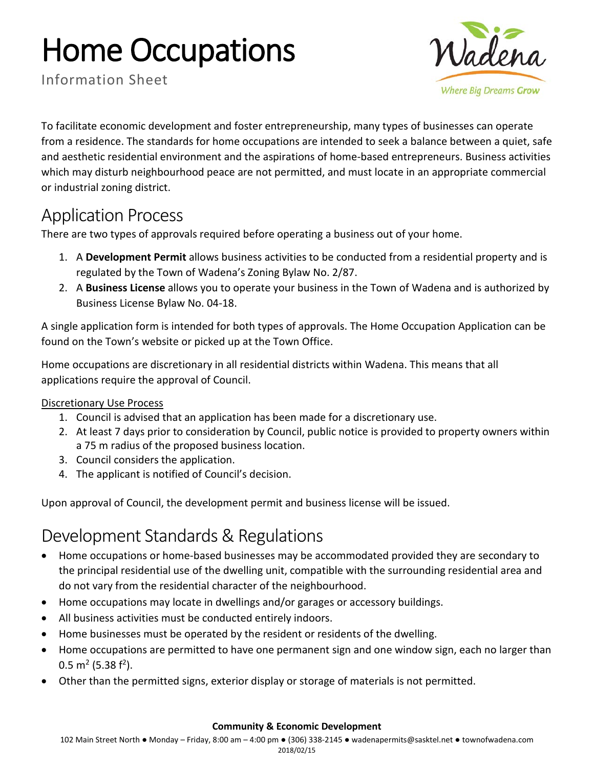# Home Occupations

Information Sheet

To facilitate economic development and foster entrepreneurship, many types of businesses can operate from a residence. The standards for home occupations are intended to seek a balance between a quiet, safe and aesthetic residential environment and the aspirations of home-based entrepreneurs. Business activities which may disturb neighbourhood peace are not permitted, and must locate in an appropriate commercial or industrial zoning district.

## Application Process

There are two types of approvals required before operating a business out of your home.

1. A **Development Permit** allows business activities to be conducted from a residential property and is regulated by the Town of Wadena's Zoning Bylaw No. 2/87.
2. A **Business License** allows you to operate your business in the Town of Wadena and is authorized by Business License Bylaw No. 04-18.

A single application form is intended for both types of approvals. The Home Occupation Application can be found on the Town's website or picked up at the Town Office.

Home occupations are discretionary in all residential districts within Wadena. This means that all applications require the approval of Council.

Discretionary Use Process

1. Council is advised that an application has been made for a discretionary use.
2. At least 7 days prior to consideration by Council, public notice is provided to property owners within a 75 m radius of the proposed business location.
3. Council considers the application.
4. The applicant is notified of Council's decision.

Upon approval of Council, the development permit and business license will be issued.

## Development Standards & Regulations

- Home occupations or home-based businesses may be accommodated provided they are secondary to the principal residential use of the dwelling unit, compatible with the surrounding residential area and do not vary from the residential character of the neighbourhood.
- Home occupations may locate in dwellings and/or garages or accessory buildings.
- All business activities must be conducted entirely indoors.
- Home businesses must be operated by the resident or residents of the dwelling.
- Home occupations are permitted to have one permanent sign and one window sign, each no larger than 0.5 $m^2$ (5.38 $f^2$).
- Other than the permitted signs, exterior display or storage of materials is not permitted.

**Community & Economic Development**

102 Main Street North ● Monday – Friday, 8:00 am – 4:00 pm ● (306) 338-2145 ● wadenapermits@sasktel.net ● townofwadena.com

2018/02/15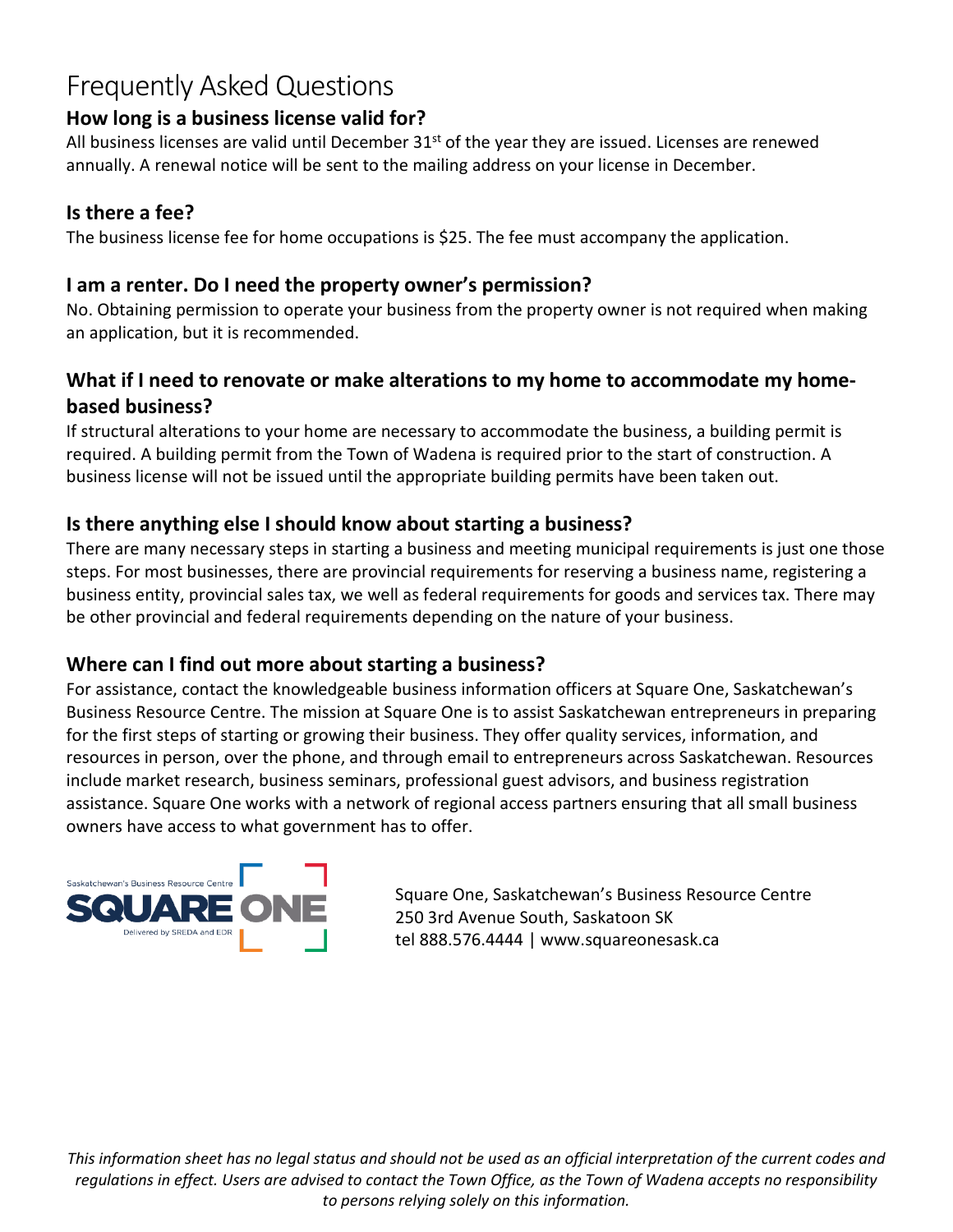# Frequently Asked Questions

### How long is a business license valid for?

All business licenses are valid until December 31st of the year they are issued. Licenses are renewed annually. A renewal notice will be sent to the mailing address on your license in December.

### Is there a fee?

The business license fee for home occupations is $25. The fee must accompany the application.

### I am a renter. Do I need the property owner's permission?

No. Obtaining permission to operate your business from the property owner is not required when making an application, but it is recommended.

### What if I need to renovate or make alterations to my home to accommodate my home-based business?

If structural alterations to your home are necessary to accommodate the business, a building permit is required. A building permit from the Town of Wadena is required prior to the start of construction. A business license will not be issued until the appropriate building permits have been taken out.

### Is there anything else I should know about starting a business?

There are many necessary steps in starting a business and meeting municipal requirements is just one those steps. For most businesses, there are provincial requirements for reserving a business name, registering a business entity, provincial sales tax, we well as federal requirements for goods and services tax. There may be other provincial and federal requirements depending on the nature of your business.

### Where can I find out more about starting a business?

For assistance, contact the knowledgeable business information officers at Square One, Saskatchewan's Business Resource Centre. The mission at Square One is to assist Saskatchewan entrepreneurs in preparing for the first steps of starting or growing their business. They offer quality services, information, and resources in person, over the phone, and through email to entrepreneurs across Saskatchewan. Resources include market research, business seminars, professional guest advisors, and business registration assistance. Square One works with a network of regional access partners ensuring that all small business owners have access to what government has to offer.

Saskatchewan's Business Resource Centre
SQUARE ONE
Delivered by SREDA and EDR

Square One, Saskatchewan's Business Resource Centre
250 3rd Avenue South, Saskatoon SK
tel 888.576.4444 | www.squareonesask.ca

*This information sheet has no legal status and should not be used as an official interpretation of the current codes and regulations in effect. Users are advised to contact the Town Office, as the Town of Wadena accepts no responsibility to persons relying solely on this information.*